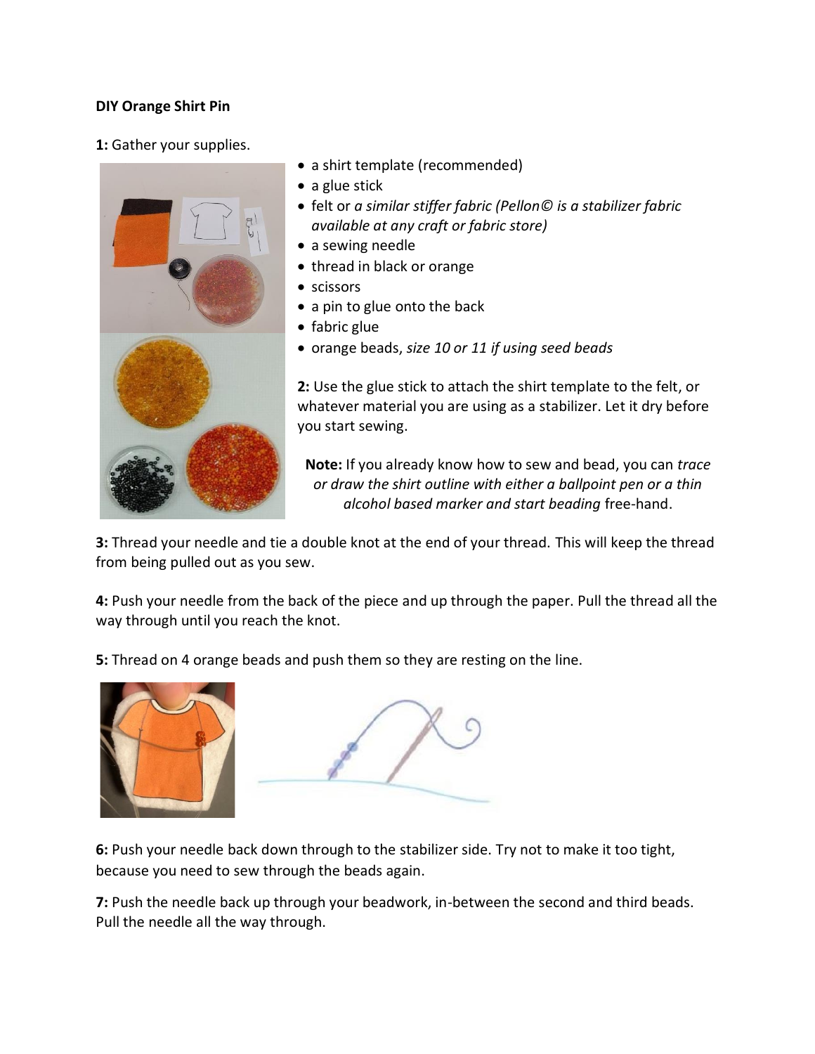**DIY Orange Shirt Pin**

**1:** Gather your supplies.

- a shirt template (recommended)
- a glue stick
- felt or *a similar stiffer fabric (Pellon© is a stabilizer fabric available at any craft or fabric store)*
- a sewing needle
- thread in black or orange
- scissors
- a pin to glue onto the back
- fabric glue
- orange beads, *size 10 or 11 if using seed beads*

**2:** Use the glue stick to attach the shirt template to the felt, or whatever material you are using as a stabilizer. Let it dry before you start sewing.

**Note:** If you already know how to sew and bead, you can *trace or draw the shirt outline with either a ballpoint pen or a thin alcohol based marker and start beading* free-hand.

**3:** Thread your needle and tie a double knot at the end of your thread. This will keep the thread from being pulled out as you sew.

**4:** Push your needle from the back of the piece and up through the paper. Pull the thread all the way through until you reach the knot.

**5:** Thread on 4 orange beads and push them so they are resting on the line.

**6:** Push your needle back down through to the stabilizer side. Try not to make it too tight, because you need to sew through the beads again.

**7:** Push the needle back up through your beadwork, in-between the second and third beads. Pull the needle all the way through.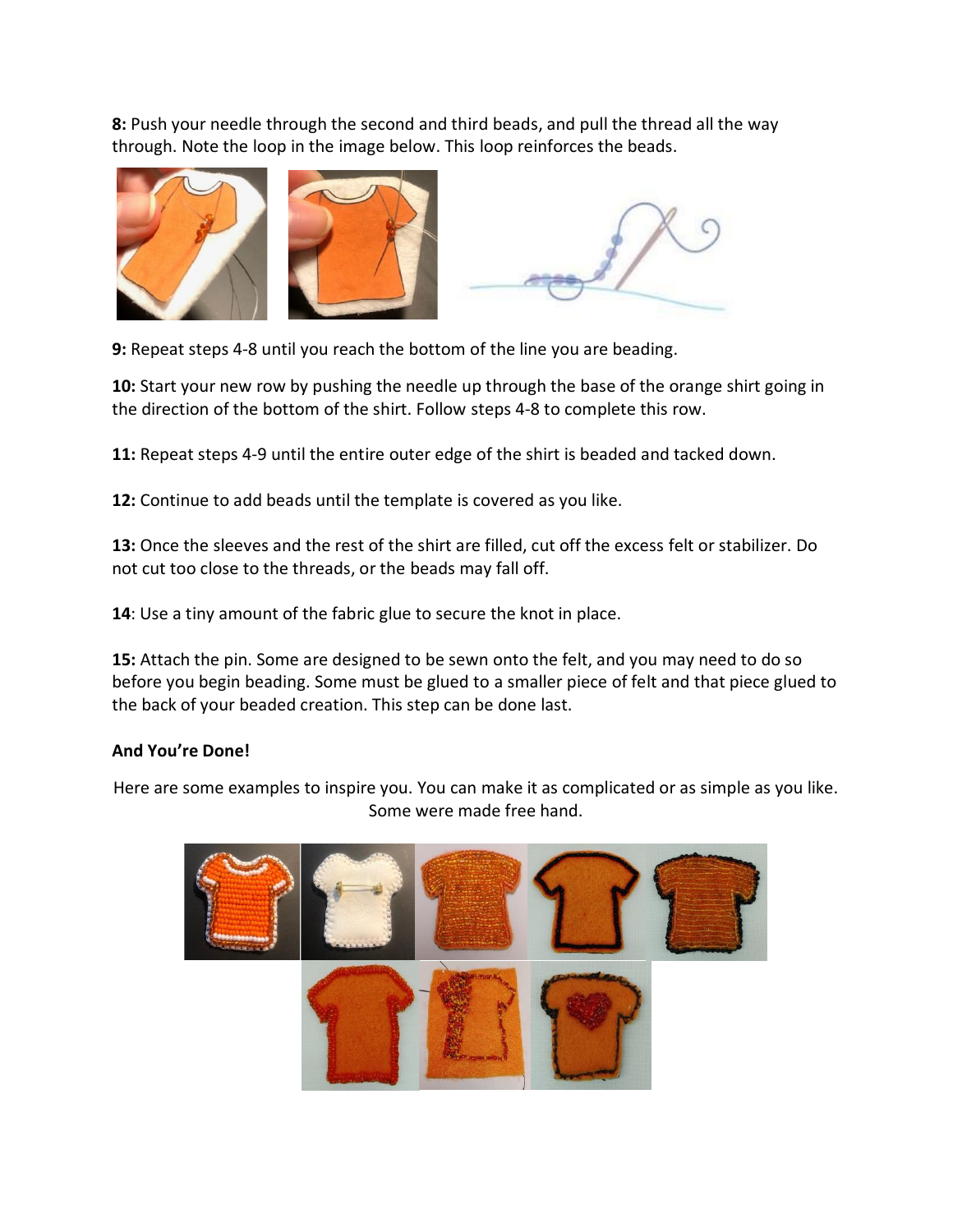**8:** Push your needle through the second and third beads, and pull the thread all the way through. Note the loop in the image below. This loop reinforces the beads.

**9:** Repeat steps 4-8 until you reach the bottom of the line you are beading.

**10:** Start your new row by pushing the needle up through the base of the orange shirt going in the direction of the bottom of the shirt. Follow steps 4-8 to complete this row.

**11:** Repeat steps 4-9 until the entire outer edge of the shirt is beaded and tacked down.

**12:** Continue to add beads until the template is covered as you like.

**13:** Once the sleeves and the rest of the shirt are filled, cut off the excess felt or stabilizer. Do not cut too close to the threads, or the beads may fall off.

**14**: Use a tiny amount of the fabric glue to secure the knot in place.

**15:** Attach the pin. Some are designed to be sewn onto the felt, and you may need to do so before you begin beading. Some must be glued to a smaller piece of felt and that piece glued to the back of your beaded creation. This step can be done last.

**And You're Done!**

Here are some examples to inspire you. You can make it as complicated or as simple as you like. Some were made free hand.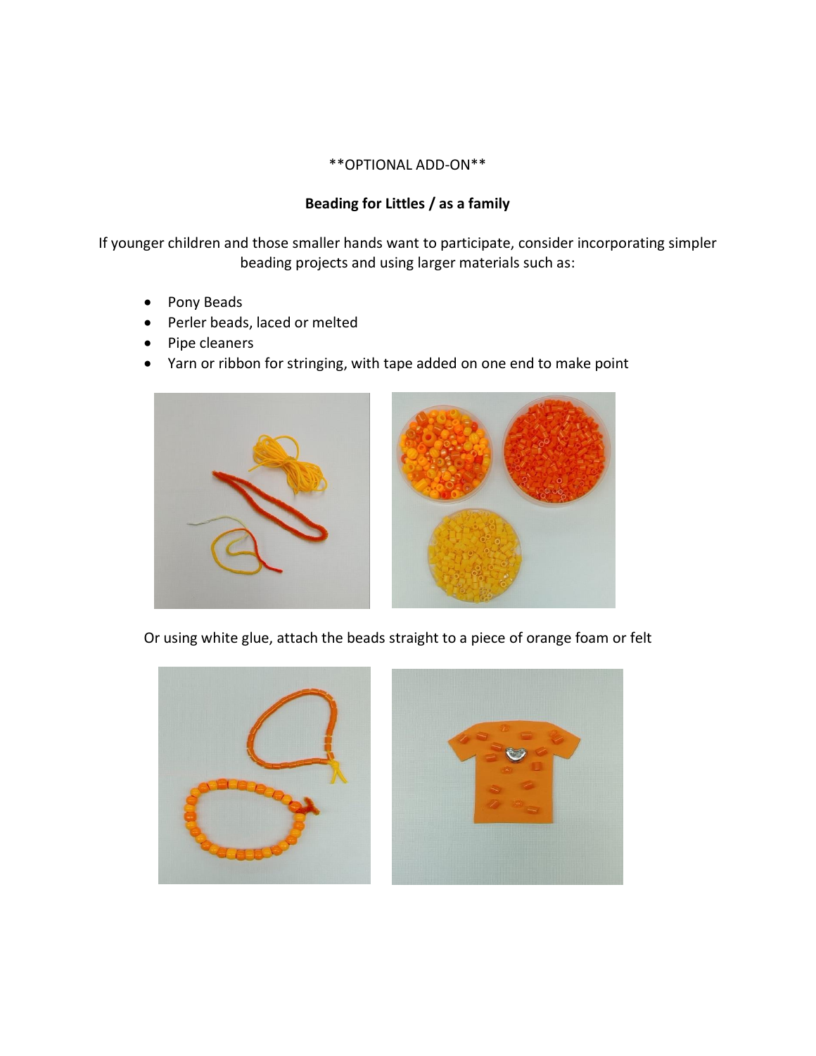\*\*OPTIONAL ADD-ON\*\*

**Beading for Littles / as a family**

If younger children and those smaller hands want to participate, consider incorporating simpler beading projects and using larger materials such as:

- Pony Beads
- Perler beads, laced or melted
- Pipe cleaners
- Yarn or ribbon for stringing, with tape added on one end to make point

Or using white glue, attach the beads straight to a piece of orange foam or felt